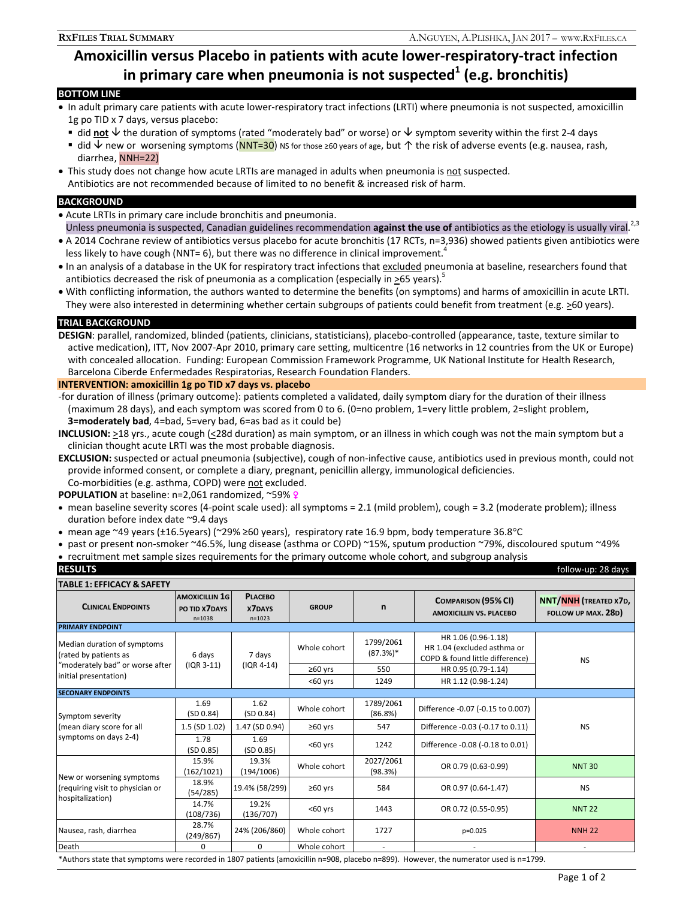# Amoxicillin versus Placebo in patients with acute lower-respiratory-tract infection in primary care when pneumonia is not suspected[1] (e.g. bronchitis)

## BOTTOM LINE

- In adult primary care patients with acute lower-respiratory tract infections (LRTI) where pneumonia is not suspected, amoxicillin 1g po TID x 7 days, versus placebo:
  - did **not** ↓ the duration of symptoms (rated "moderately bad" or worse) or ↓ symptom severity within the first 2-4 days
  - did ↓ new or worsening symptoms (NNT=30) NS for those ≥60 years of age, but ↑ the risk of adverse events (e.g. nausea, rash, diarrhea, NNH=22)
- This study does not change how acute LRTIs are managed in adults when pneumonia is not suspected. Antibiotics are not recommended because of limited to no benefit & increased risk of harm.

## BACKGROUND

- Acute LRTIs in primary care include bronchitis and pneumonia. Unless pneumonia is suspected, Canadian guidelines recommendation **against the use of** antibiotics as the etiology is usually viral.[2,3]
- A 2014 Cochrane review of antibiotics versus placebo for acute bronchitis (17 RCTs, n=3,936) showed patients given antibiotics were less likely to have cough (NNT= 6), but there was no difference in clinical improvement.[4]
- In an analysis of a database in the UK for respiratory tract infections that excluded pneumonia at baseline, researchers found that antibiotics decreased the risk of pneumonia as a complication (especially in ≥65 years).[5]
- With conflicting information, the authors wanted to determine the benefits (on symptoms) and harms of amoxicillin in acute LRTI. They were also interested in determining whether certain subgroups of patients could benefit from treatment (e.g. ≥60 years).

## TRIAL BACKGROUND

**DESIGN**: parallel, randomized, blinded (patients, clinicians, statisticians), placebo-controlled (appearance, taste, texture similar to active medication), ITT, Nov 2007-Apr 2010, primary care setting, multicentre (16 networks in 12 countries from the UK or Europe) with concealed allocation. Funding: European Commission Framework Programme, UK National Institute for Health Research, Barcelona Ciberde Enfermedades Respiratorias, Research Foundation Flanders.

**INTERVENTION: amoxicillin 1g po TID x7 days vs. placebo**

-for duration of illness (primary outcome): patients completed a validated, daily symptom diary for the duration of their illness (maximum 28 days), and each symptom was scored from 0 to 6. (0=no problem, 1=very little problem, 2=slight problem, **3=moderately bad**, 4=bad, 5=very bad, 6=as bad as it could be)

**INCLUSION:** ≥18 yrs., acute cough (≤28d duration) as main symptom, or an illness in which cough was not the main symptom but a clinician thought acute LRTI was the most probable diagnosis.

**EXCLUSION:** suspected or actual pneumonia (subjective), cough of non-infective cause, antibiotics used in previous month, could not provide informed consent, or complete a diary, pregnant, penicillin allergy, immunological deficiencies. Co-morbidities (e.g. asthma, COPD) were not excluded.

**POPULATION** at baseline: n=2,061 randomized, ~59% ♀

- mean baseline severity scores (4-point scale used): all symptoms = 2.1 (mild problem), cough = 3.2 (moderate problem); illness duration before index date ~9.4 days
- mean age ~49 years (±16.5years) (~29% ≥60 years), respiratory rate 16.9 bpm, body temperature 36.8°C
- past or present non-smoker ~46.5%, lung disease (asthma or COPD) ~15%, sputum production ~79%, discoloured sputum ~49%
- recruitment met sample sizes requirements for the primary outcome whole cohort, and subgroup analysis

## RESULTS

follow-up: 28 days

**TABLE 1: EFFICACY & SAFETY**

| Clinical Endpoints | Amoxicillin 1g po TID x7days n=1038 | Placebo x7days n=1023 | Group | n | Comparison (95% CI) Amoxicillin vs. Placebo | NNT/NNH (treated x7d, follow up max. 28d) |
|---|---|---|---|---|---|---|
| **PRIMARY ENDPOINT** | | | | | | |
| Median duration of symptoms (rated by patients as "moderately bad" or worse after initial presentation) | 6 days (IQR 3-11) | 7 days (IQR 4-14) | Whole cohort | 1799/2061 (87.3%)* | HR 1.06 (0.96-1.18) HR 1.04 (excluded asthma or COPD & found little difference) | NS |
| | | | ≥60 yrs | 550 | HR 0.95 (0.79-1.14) | |
| | | | <60 yrs | 1249 | HR 1.12 (0.98-1.24) | |
| **SECONARY ENDPOINTS** | | | | | | |
| Symptom severity (mean diary score for all symptoms on days 2-4) | 1.69 (SD 0.84) | 1.62 (SD 0.84) | Whole cohort | 1789/2061 (86.8%) | Difference -0.07 (-0.15 to 0.007) | NS |
| | 1.5 (SD 1.02) | 1.47 (SD 0.94) | ≥60 yrs | 547 | Difference -0.03 (-0.17 to 0.11) | |
| | 1.78 (SD 0.85) | 1.69 (SD 0.85) | <60 yrs | 1242 | Difference -0.08 (-0.18 to 0.01) | |
| New or worsening symptoms (requiring visit to physician or hospitalization) | 15.9% (162/1021) | 19.3% (194/1006) | Whole cohort | 2027/2061 (98.3%) | OR 0.79 (0.63-0.99) | NNT 30 |
| | 18.9% (54/285) | 19.4% (58/299) | ≥60 yrs | 584 | OR 0.97 (0.64-1.47) | NS |
| | 14.7% (108/736) | 19.2% (136/707) | <60 yrs | 1443 | OR 0.72 (0.55-0.95) | NNT 22 |
| Nausea, rash, diarrhea | 28.7% (249/867) | 24% (206/860) | Whole cohort | 1727 | p=0.025 | NNH 22 |
| Death | 0 | 0 | Whole cohort | - | - | - |

*Authors state that symptoms were recorded in 1807 patients (amoxicillin n=908, placebo n=899). However, the numerator used is n=1799.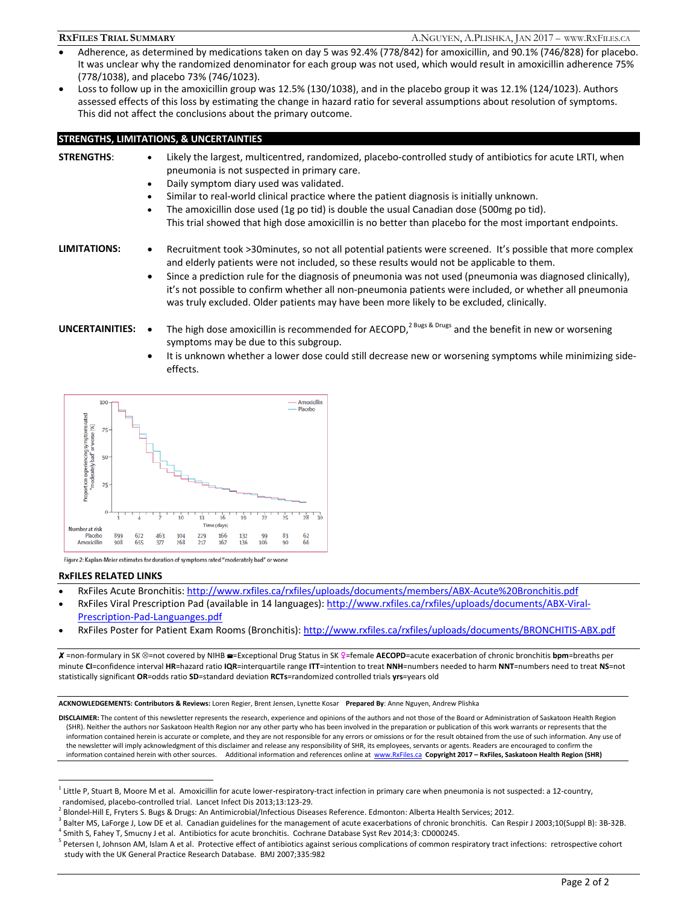- Adherence, as determined by medications taken on day 5 was 92.4% (778/842) for amoxicillin, and 90.1% (746/828) for placebo. It was unclear why the randomized denominator for each group was not used, which would result in amoxicillin adherence 75% (778/1038), and placebo 73% (746/1023).
- Loss to follow up in the amoxicillin group was 12.5% (130/1038), and in the placebo group it was 12.1% (124/1023). Authors assessed effects of this loss by estimating the change in hazard ratio for several assumptions about resolution of symptoms. This did not affect the conclusions about the primary outcome.

## STRENGTHS, LIMITATIONS, & UNCERTAINTIES

**STRENGTHS**:

- Likely the largest, multicentred, randomized, placebo-controlled study of antibiotics for acute LRTI, when pneumonia is not suspected in primary care.
- Daily symptom diary used was validated.
- Similar to real-world clinical practice where the patient diagnosis is initially unknown.
- The amoxicillin dose used (1g po tid) is double the usual Canadian dose (500mg po tid). This trial showed that high dose amoxicillin is no better than placebo for the most important endpoints.

**LIMITATIONS:**

- Recruitment took >30minutes, so not all potential patients were screened. It's possible that more complex and elderly patients were not included, so these results would not be applicable to them.
- Since a prediction rule for the diagnosis of pneumonia was not used (pneumonia was diagnosed clinically), it's not possible to confirm whether all non-pneumonia patients were included, or whether all pneumonia was truly excluded. Older patients may have been more likely to be excluded, clinically.

**UNCERTAINITIES:**

- The high dose amoxicillin is recommended for AECOPD,[2 Bugs & Drugs] and the benefit in new or worsening symptoms may be due to this subgroup.
- It is unknown whether a lower dose could still decrease new or worsening symptoms while minimizing side-effects.

Amoxicillin
Placebo

Proportion experiencing symptoms rated "moderately bad" or worse (%)

100
75
50
25
0

1 4 7 10 13 16 19 22 25 28 30
Time (days)

Number at risk
Placebo 899 672 463 304 229 166 132 99 83 62
Amoxicillin 908 655 377 268 217 167 136 106 90 66

*Figure 2:* Kaplan-Meier estimates for duration of symptoms rated "moderately bad" or worse

## RxFILES RELATED LINKS

- RxFiles Acute Bronchitis: http://www.rxfiles.ca/rxfiles/uploads/documents/members/ABX-Acute%20Bronchitis.pdf
- RxFiles Viral Prescription Pad (available in 14 languages): http://www.rxfiles.ca/rxfiles/uploads/documents/ABX-Viral-Prescription-Pad-Languanges.pdf
- RxFiles Poster for Patient Exam Rooms (Bronchitis): http://www.rxfiles.ca/rxfiles/uploads/documents/BRONCHITIS-ABX.pdf

✗ =non-formulary in SK ⊗=not covered by NIHB ☎=Exceptional Drug Status in SK ♀=female **AECOPD**=acute exacerbation of chronic bronchitis **bpm**=breaths per minute **CI**=confidence interval **HR**=hazard ratio **IQR**=interquartile range **ITT**=intention to treat **NNH**=numbers needed to harm **NNT**=numbers need to treat **NS**=not statistically significant **OR**=odds ratio **SD**=standard deviation **RCTs**=randomized controlled trials **yrs**=years old

**ACKNOWLEDGEMENTS: Contributors & Reviews:** Loren Regier, Brent Jensen, Lynette Kosar **Prepared By**: Anne Nguyen, Andrew Plishka

**DISCLAIMER:** The content of this newsletter represents the research, experience and opinions of the authors and not those of the Board or Administration of Saskatoon Health Region (SHR). Neither the authors nor Saskatoon Health Region nor any other party who has been involved in the preparation or publication of this work warrants or represents that the information contained herein is accurate or complete, and they are not responsible for any errors or omissions or for the result obtained from the use of such information. Any use of the newsletter will imply acknowledgment of this disclaimer and release any responsibility of SHR, its employees, servants or agents. Readers are encouraged to confirm the information contained herein with other sources. Additional information and references online at www.RxFiles.ca **Copyright 2017 – RxFiles, Saskatoon Health Region (SHR)**

---

[1] Little P, Stuart B, Moore M et al. Amoxicillin for acute lower-respiratory-tract infection in primary care when pneumonia is not suspected: a 12-country, randomised, placebo-controlled trial. Lancet Infect Dis 2013;13:123-29.

[2] Blondel-Hill E, Fryters S. Bugs & Drugs: An Antimicrobial/Infectious Diseases Reference. Edmonton: Alberta Health Services; 2012.

[3] Balter MS, LaForge J, Low DE et al. Canadian guidelines for the management of acute exacerbations of chronic bronchitis. Can Respir J 2003;10(Suppl B): 3B-32B.

[4] Smith S, Fahey T, Smucny J et al. Antibiotics for acute bronchitis. Cochrane Database Syst Rev 2014;3: CD000245.

[5] Petersen I, Johnson AM, Islam A et al. Protective effect of antibiotics against serious complications of common respiratory tract infections: retrospective cohort study with the UK General Practice Research Database. BMJ 2007;335:982